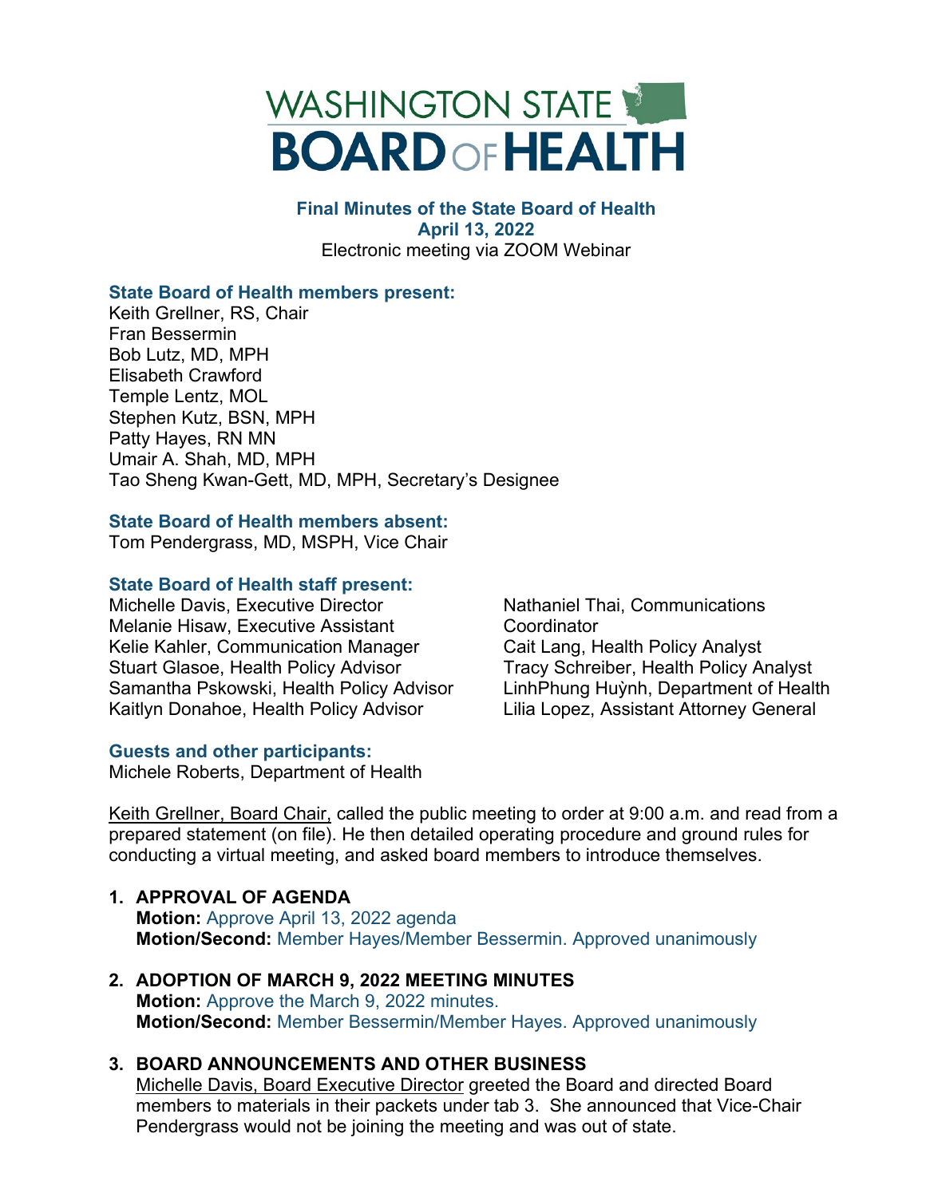# WASHINGTON STATE BOARD OF HEALTH

**Final Minutes of the State Board of Health**
**April 13, 2022**
Electronic meeting via ZOOM Webinar

**State Board of Health members present:**
Keith Grellner, RS, Chair
Fran Bessermin
Bob Lutz, MD, MPH
Elisabeth Crawford
Temple Lentz, MOL
Stephen Kutz, BSN, MPH
Patty Hayes, RN MN
Umair A. Shah, MD, MPH
Tao Sheng Kwan-Gett, MD, MPH, Secretary's Designee

**State Board of Health members absent:**
Tom Pendergrass, MD, MSPH, Vice Chair

**State Board of Health staff present:**
Michelle Davis, Executive Director
Melanie Hisaw, Executive Assistant
Kelie Kahler, Communication Manager
Stuart Glasoe, Health Policy Advisor
Samantha Pskowski, Health Policy Advisor
Kaitlyn Donahoe, Health Policy Advisor
Nathaniel Thai, Communications Coordinator
Cait Lang, Health Policy Analyst
Tracy Schreiber, Health Policy Analyst
LinhPhung Huỳnh, Department of Health
Lilia Lopez, Assistant Attorney General

**Guests and other participants:**
Michele Roberts, Department of Health

Keith Grellner, Board Chair, called the public meeting to order at 9:00 a.m. and read from a prepared statement (on file). He then detailed operating procedure and ground rules for conducting a virtual meeting, and asked board members to introduce themselves.

1. **APPROVAL OF AGENDA**
   **Motion:** Approve April 13, 2022 agenda
   **Motion/Second:** Member Hayes/Member Bessermin. Approved unanimously

2. **ADOPTION OF MARCH 9, 2022 MEETING MINUTES**
   **Motion:** Approve the March 9, 2022 minutes.
   **Motion/Second:** Member Bessermin/Member Hayes. Approved unanimously

3. **BOARD ANNOUNCEMENTS AND OTHER BUSINESS**
   Michelle Davis, Board Executive Director greeted the Board and directed Board members to materials in their packets under tab 3. She announced that Vice-Chair Pendergrass would not be joining the meeting and was out of state.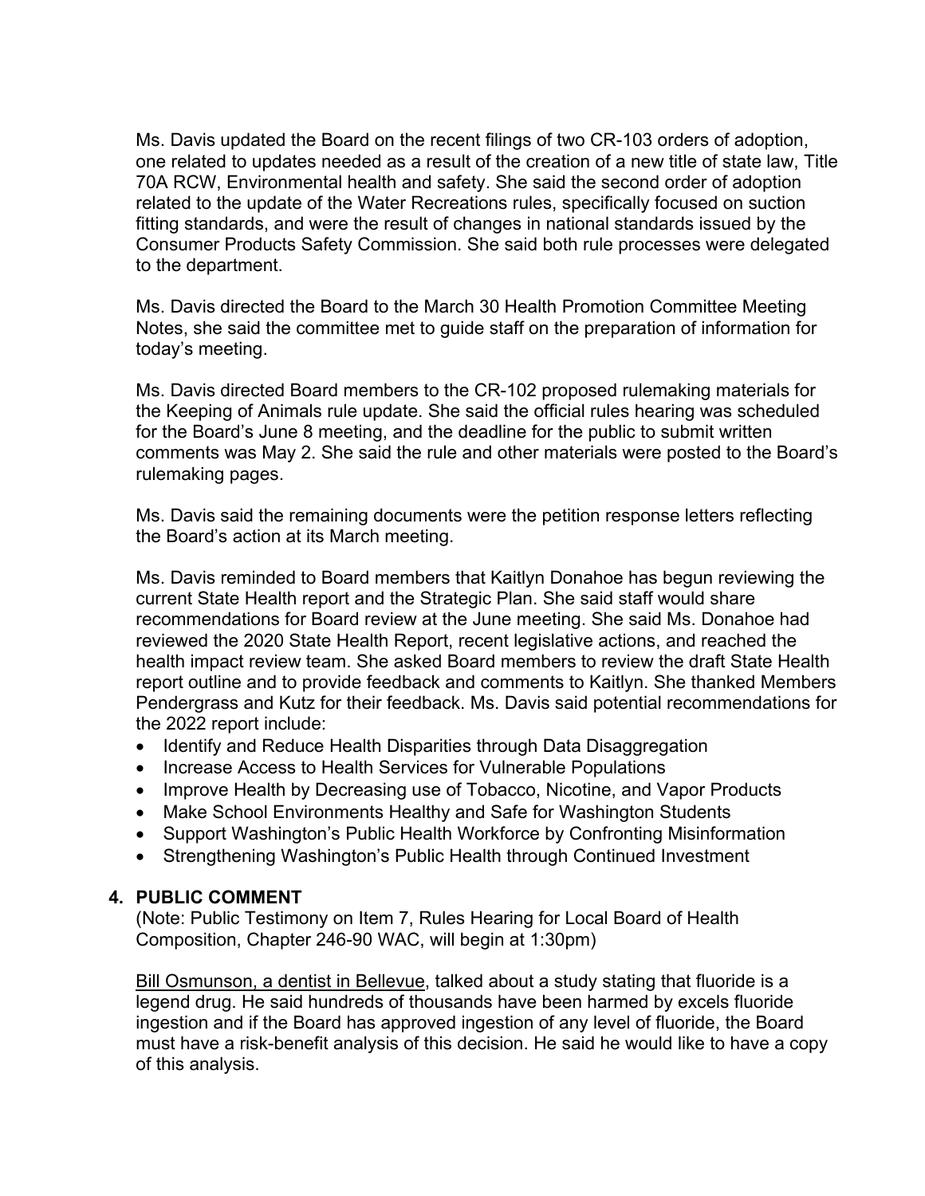Ms. Davis updated the Board on the recent filings of two CR-103 orders of adoption, one related to updates needed as a result of the creation of a new title of state law, Title 70A RCW, Environmental health and safety. She said the second order of adoption related to the update of the Water Recreations rules, specifically focused on suction fitting standards, and were the result of changes in national standards issued by the Consumer Products Safety Commission. She said both rule processes were delegated to the department.

Ms. Davis directed the Board to the March 30 Health Promotion Committee Meeting Notes, she said the committee met to guide staff on the preparation of information for today's meeting.

Ms. Davis directed Board members to the CR-102 proposed rulemaking materials for the Keeping of Animals rule update. She said the official rules hearing was scheduled for the Board's June 8 meeting, and the deadline for the public to submit written comments was May 2. She said the rule and other materials were posted to the Board's rulemaking pages.

Ms. Davis said the remaining documents were the petition response letters reflecting the Board's action at its March meeting.

Ms. Davis reminded to Board members that Kaitlyn Donahoe has begun reviewing the current State Health report and the Strategic Plan. She said staff would share recommendations for Board review at the June meeting. She said Ms. Donahoe had reviewed the 2020 State Health Report, recent legislative actions, and reached the health impact review team. She asked Board members to review the draft State Health report outline and to provide feedback and comments to Kaitlyn. She thanked Members Pendergrass and Kutz for their feedback. Ms. Davis said potential recommendations for the 2022 report include:

- Identify and Reduce Health Disparities through Data Disaggregation
- Increase Access to Health Services for Vulnerable Populations
- Improve Health by Decreasing use of Tobacco, Nicotine, and Vapor Products
- Make School Environments Healthy and Safe for Washington Students
- Support Washington's Public Health Workforce by Confronting Misinformation
- Strengthening Washington's Public Health through Continued Investment

## 4. PUBLIC COMMENT

(Note: Public Testimony on Item 7, Rules Hearing for Local Board of Health Composition, Chapter 246-90 WAC, will begin at 1:30pm)

Bill Osmunson, a dentist in Bellevue, talked about a study stating that fluoride is a legend drug. He said hundreds of thousands have been harmed by excels fluoride ingestion and if the Board has approved ingestion of any level of fluoride, the Board must have a risk-benefit analysis of this decision. He said he would like to have a copy of this analysis.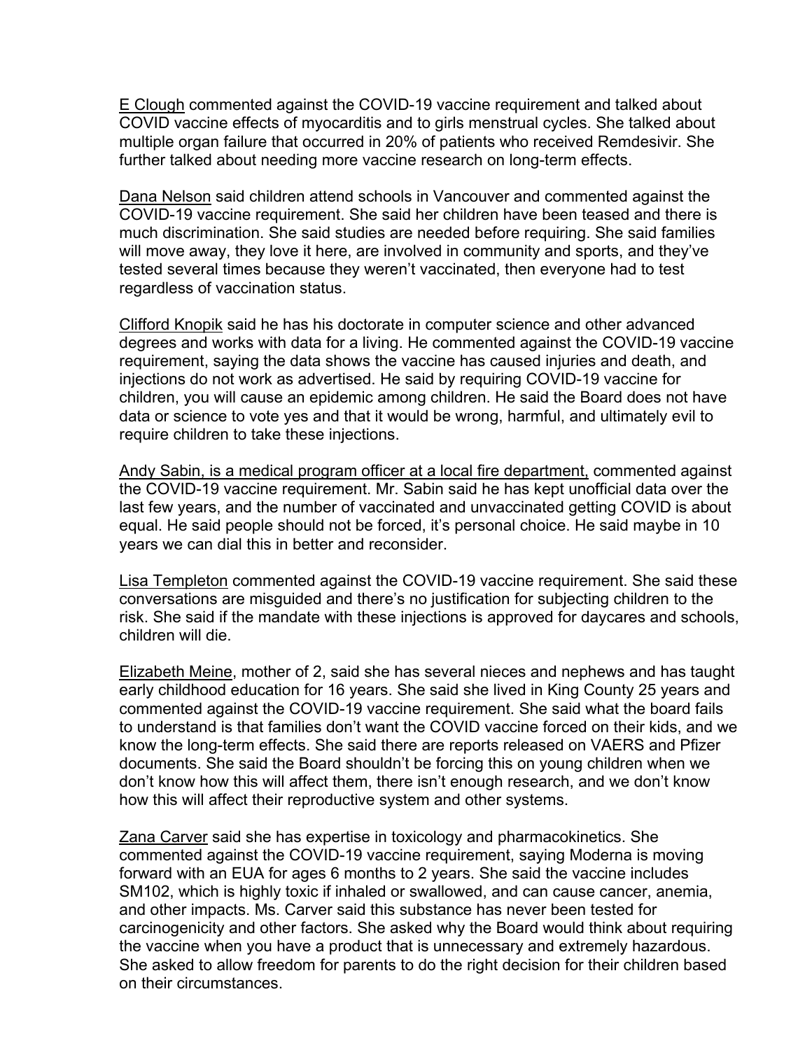E Clough commented against the COVID-19 vaccine requirement and talked about COVID vaccine effects of myocarditis and to girls menstrual cycles. She talked about multiple organ failure that occurred in 20% of patients who received Remdesivir. She further talked about needing more vaccine research on long-term effects.

Dana Nelson said children attend schools in Vancouver and commented against the COVID-19 vaccine requirement. She said her children have been teased and there is much discrimination. She said studies are needed before requiring. She said families will move away, they love it here, are involved in community and sports, and they've tested several times because they weren't vaccinated, then everyone had to test regardless of vaccination status.

Clifford Knopik said he has his doctorate in computer science and other advanced degrees and works with data for a living. He commented against the COVID-19 vaccine requirement, saying the data shows the vaccine has caused injuries and death, and injections do not work as advertised. He said by requiring COVID-19 vaccine for children, you will cause an epidemic among children. He said the Board does not have data or science to vote yes and that it would be wrong, harmful, and ultimately evil to require children to take these injections.

Andy Sabin, is a medical program officer at a local fire department, commented against the COVID-19 vaccine requirement. Mr. Sabin said he has kept unofficial data over the last few years, and the number of vaccinated and unvaccinated getting COVID is about equal. He said people should not be forced, it's personal choice. He said maybe in 10 years we can dial this in better and reconsider.

Lisa Templeton commented against the COVID-19 vaccine requirement. She said these conversations are misguided and there's no justification for subjecting children to the risk. She said if the mandate with these injections is approved for daycares and schools, children will die.

Elizabeth Meine, mother of 2, said she has several nieces and nephews and has taught early childhood education for 16 years. She said she lived in King County 25 years and commented against the COVID-19 vaccine requirement. She said what the board fails to understand is that families don't want the COVID vaccine forced on their kids, and we know the long-term effects. She said there are reports released on VAERS and Pfizer documents. She said the Board shouldn't be forcing this on young children when we don't know how this will affect them, there isn't enough research, and we don't know how this will affect their reproductive system and other systems.

Zana Carver said she has expertise in toxicology and pharmacokinetics. She commented against the COVID-19 vaccine requirement, saying Moderna is moving forward with an EUA for ages 6 months to 2 years. She said the vaccine includes SM102, which is highly toxic if inhaled or swallowed, and can cause cancer, anemia, and other impacts. Ms. Carver said this substance has never been tested for carcinogenicity and other factors. She asked why the Board would think about requiring the vaccine when you have a product that is unnecessary and extremely hazardous. She asked to allow freedom for parents to do the right decision for their children based on their circumstances.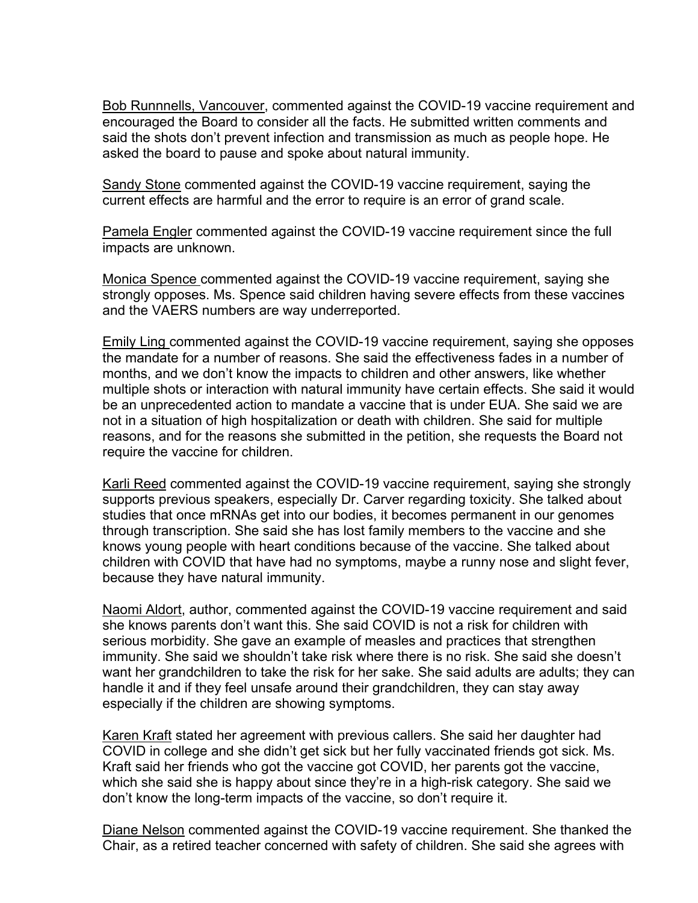Bob Runnnells, Vancouver, commented against the COVID-19 vaccine requirement and encouraged the Board to consider all the facts. He submitted written comments and said the shots don't prevent infection and transmission as much as people hope. He asked the board to pause and spoke about natural immunity.

Sandy Stone commented against the COVID-19 vaccine requirement, saying the current effects are harmful and the error to require is an error of grand scale.

Pamela Engler commented against the COVID-19 vaccine requirement since the full impacts are unknown.

Monica Spence commented against the COVID-19 vaccine requirement, saying she strongly opposes. Ms. Spence said children having severe effects from these vaccines and the VAERS numbers are way underreported.

Emily Ling commented against the COVID-19 vaccine requirement, saying she opposes the mandate for a number of reasons. She said the effectiveness fades in a number of months, and we don't know the impacts to children and other answers, like whether multiple shots or interaction with natural immunity have certain effects. She said it would be an unprecedented action to mandate a vaccine that is under EUA. She said we are not in a situation of high hospitalization or death with children. She said for multiple reasons, and for the reasons she submitted in the petition, she requests the Board not require the vaccine for children.

Karli Reed commented against the COVID-19 vaccine requirement, saying she strongly supports previous speakers, especially Dr. Carver regarding toxicity. She talked about studies that once mRNAs get into our bodies, it becomes permanent in our genomes through transcription. She said she has lost family members to the vaccine and she knows young people with heart conditions because of the vaccine. She talked about children with COVID that have had no symptoms, maybe a runny nose and slight fever, because they have natural immunity.

Naomi Aldort, author, commented against the COVID-19 vaccine requirement and said she knows parents don't want this. She said COVID is not a risk for children with serious morbidity. She gave an example of measles and practices that strengthen immunity. She said we shouldn't take risk where there is no risk. She said she doesn't want her grandchildren to take the risk for her sake. She said adults are adults; they can handle it and if they feel unsafe around their grandchildren, they can stay away especially if the children are showing symptoms.

Karen Kraft stated her agreement with previous callers. She said her daughter had COVID in college and she didn't get sick but her fully vaccinated friends got sick. Ms. Kraft said her friends who got the vaccine got COVID, her parents got the vaccine, which she said she is happy about since they're in a high-risk category. She said we don't know the long-term impacts of the vaccine, so don't require it.

Diane Nelson commented against the COVID-19 vaccine requirement. She thanked the Chair, as a retired teacher concerned with safety of children. She said she agrees with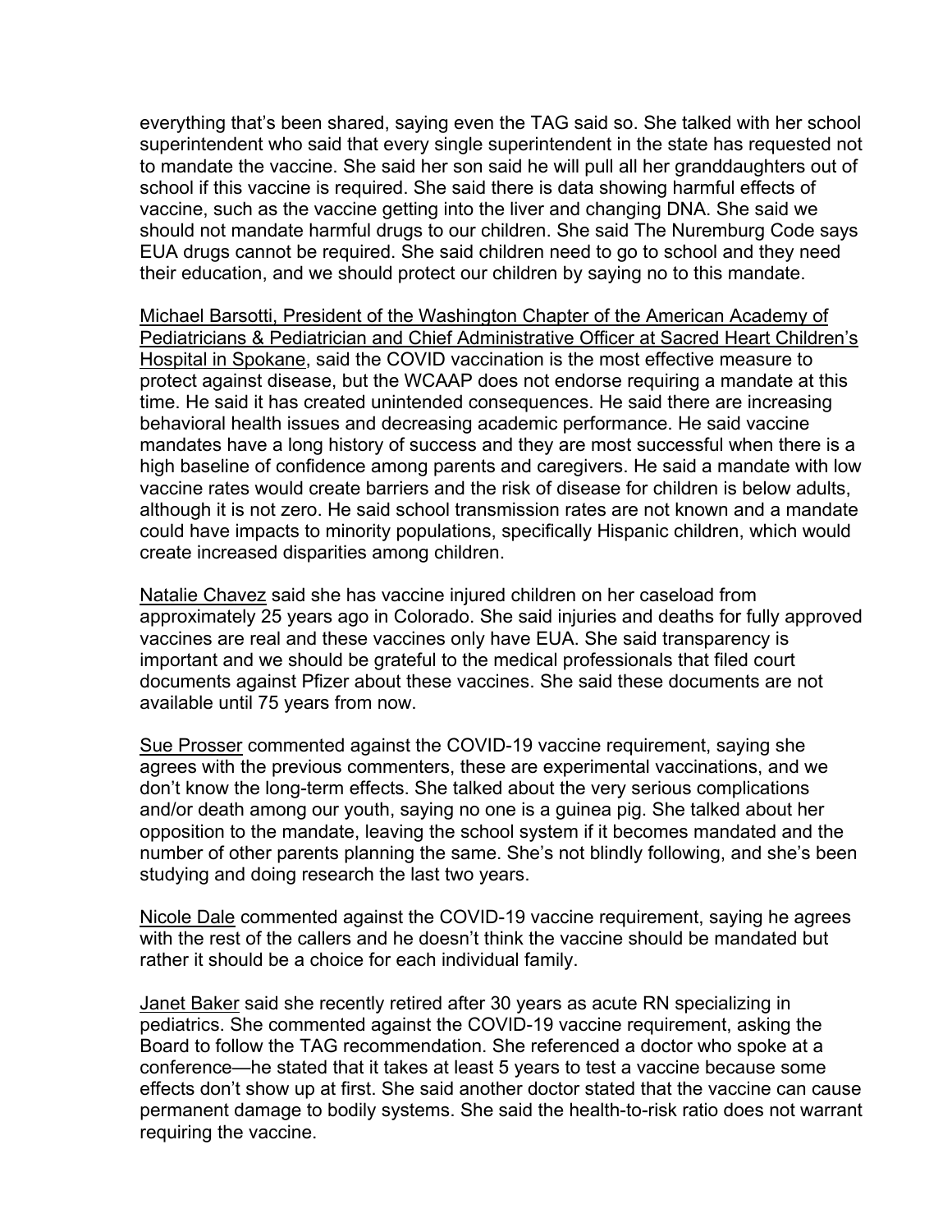everything that's been shared, saying even the TAG said so. She talked with her school superintendent who said that every single superintendent in the state has requested not to mandate the vaccine. She said her son said he will pull all her granddaughters out of school if this vaccine is required. She said there is data showing harmful effects of vaccine, such as the vaccine getting into the liver and changing DNA. She said we should not mandate harmful drugs to our children. She said The Nuremburg Code says EUA drugs cannot be required. She said children need to go to school and they need their education, and we should protect our children by saying no to this mandate.

<u>Michael Barsotti, President of the Washington Chapter of the American Academy of Pediatricians & Pediatrician and Chief Administrative Officer at Sacred Heart Children's Hospital in Spokane</u>, said the COVID vaccination is the most effective measure to protect against disease, but the WCAAP does not endorse requiring a mandate at this time. He said it has created unintended consequences. He said there are increasing behavioral health issues and decreasing academic performance. He said vaccine mandates have a long history of success and they are most successful when there is a high baseline of confidence among parents and caregivers. He said a mandate with low vaccine rates would create barriers and the risk of disease for children is below adults, although it is not zero. He said school transmission rates are not known and a mandate could have impacts to minority populations, specifically Hispanic children, which would create increased disparities among children.

<u>Natalie Chavez</u> said she has vaccine injured children on her caseload from approximately 25 years ago in Colorado. She said injuries and deaths for fully approved vaccines are real and these vaccines only have EUA. She said transparency is important and we should be grateful to the medical professionals that filed court documents against Pfizer about these vaccines. She said these documents are not available until 75 years from now.

<u>Sue Prosser</u> commented against the COVID-19 vaccine requirement, saying she agrees with the previous commenters, these are experimental vaccinations, and we don't know the long-term effects. She talked about the very serious complications and/or death among our youth, saying no one is a guinea pig. She talked about her opposition to the mandate, leaving the school system if it becomes mandated and the number of other parents planning the same. She's not blindly following, and she's been studying and doing research the last two years.

<u>Nicole Dale</u> commented against the COVID-19 vaccine requirement, saying he agrees with the rest of the callers and he doesn't think the vaccine should be mandated but rather it should be a choice for each individual family.

<u>Janet Baker</u> said she recently retired after 30 years as acute RN specializing in pediatrics. She commented against the COVID-19 vaccine requirement, asking the Board to follow the TAG recommendation. She referenced a doctor who spoke at a conference—he stated that it takes at least 5 years to test a vaccine because some effects don't show up at first. She said another doctor stated that the vaccine can cause permanent damage to bodily systems. She said the health-to-risk ratio does not warrant requiring the vaccine.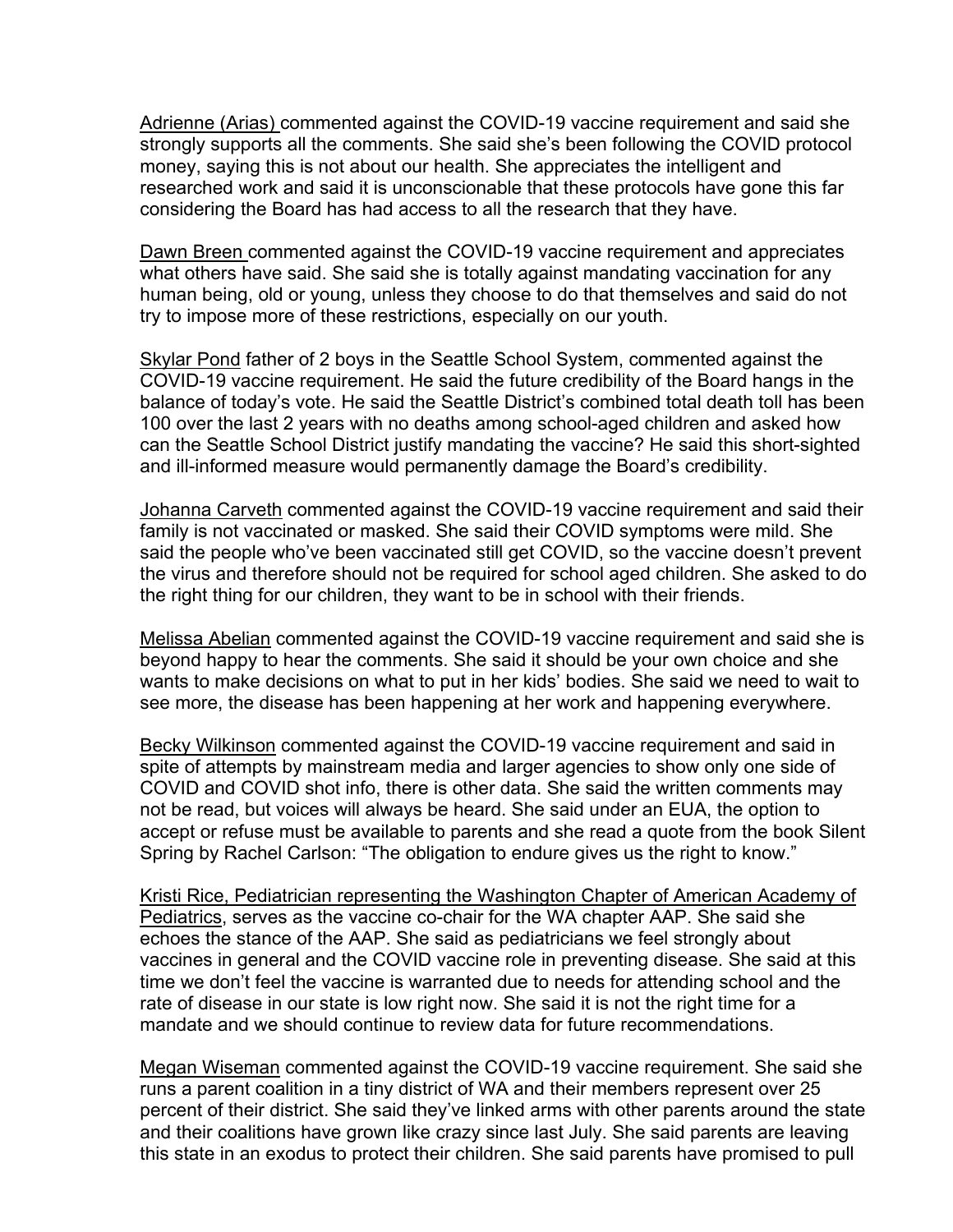Adrienne (Arias) commented against the COVID-19 vaccine requirement and said she strongly supports all the comments. She said she's been following the COVID protocol money, saying this is not about our health. She appreciates the intelligent and researched work and said it is unconscionable that these protocols have gone this far considering the Board has had access to all the research that they have.

Dawn Breen commented against the COVID-19 vaccine requirement and appreciates what others have said. She said she is totally against mandating vaccination for any human being, old or young, unless they choose to do that themselves and said do not try to impose more of these restrictions, especially on our youth.

Skylar Pond father of 2 boys in the Seattle School System, commented against the COVID-19 vaccine requirement. He said the future credibility of the Board hangs in the balance of today's vote. He said the Seattle District's combined total death toll has been 100 over the last 2 years with no deaths among school-aged children and asked how can the Seattle School District justify mandating the vaccine? He said this short-sighted and ill-informed measure would permanently damage the Board's credibility.

Johanna Carveth commented against the COVID-19 vaccine requirement and said their family is not vaccinated or masked. She said their COVID symptoms were mild. She said the people who've been vaccinated still get COVID, so the vaccine doesn't prevent the virus and therefore should not be required for school aged children. She asked to do the right thing for our children, they want to be in school with their friends.

Melissa Abelian commented against the COVID-19 vaccine requirement and said she is beyond happy to hear the comments. She said it should be your own choice and she wants to make decisions on what to put in her kids' bodies. She said we need to wait to see more, the disease has been happening at her work and happening everywhere.

Becky Wilkinson commented against the COVID-19 vaccine requirement and said in spite of attempts by mainstream media and larger agencies to show only one side of COVID and COVID shot info, there is other data. She said the written comments may not be read, but voices will always be heard. She said under an EUA, the option to accept or refuse must be available to parents and she read a quote from the book Silent Spring by Rachel Carlson: "The obligation to endure gives us the right to know."

Kristi Rice, Pediatrician representing the Washington Chapter of American Academy of Pediatrics, serves as the vaccine co-chair for the WA chapter AAP. She said she echoes the stance of the AAP. She said as pediatricians we feel strongly about vaccines in general and the COVID vaccine role in preventing disease. She said at this time we don't feel the vaccine is warranted due to needs for attending school and the rate of disease in our state is low right now. She said it is not the right time for a mandate and we should continue to review data for future recommendations.

Megan Wiseman commented against the COVID-19 vaccine requirement. She said she runs a parent coalition in a tiny district of WA and their members represent over 25 percent of their district. She said they've linked arms with other parents around the state and their coalitions have grown like crazy since last July. She said parents are leaving this state in an exodus to protect their children. She said parents have promised to pull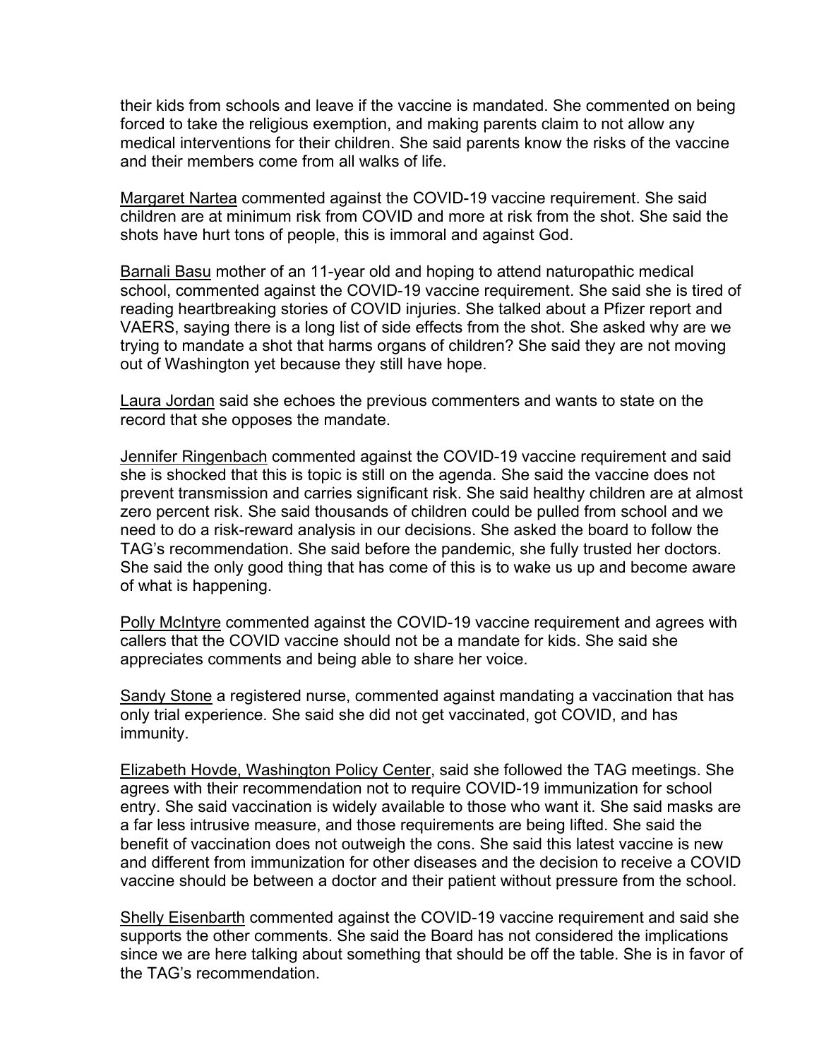their kids from schools and leave if the vaccine is mandated. She commented on being forced to take the religious exemption, and making parents claim to not allow any medical interventions for their children. She said parents know the risks of the vaccine and their members come from all walks of life.

Margaret Nartea commented against the COVID-19 vaccine requirement. She said children are at minimum risk from COVID and more at risk from the shot. She said the shots have hurt tons of people, this is immoral and against God.

Barnali Basu mother of an 11-year old and hoping to attend naturopathic medical school, commented against the COVID-19 vaccine requirement. She said she is tired of reading heartbreaking stories of COVID injuries. She talked about a Pfizer report and VAERS, saying there is a long list of side effects from the shot. She asked why are we trying to mandate a shot that harms organs of children? She said they are not moving out of Washington yet because they still have hope.

Laura Jordan said she echoes the previous commenters and wants to state on the record that she opposes the mandate.

Jennifer Ringenbach commented against the COVID-19 vaccine requirement and said she is shocked that this is topic is still on the agenda. She said the vaccine does not prevent transmission and carries significant risk. She said healthy children are at almost zero percent risk. She said thousands of children could be pulled from school and we need to do a risk-reward analysis in our decisions. She asked the board to follow the TAG's recommendation. She said before the pandemic, she fully trusted her doctors. She said the only good thing that has come of this is to wake us up and become aware of what is happening.

Polly McIntyre commented against the COVID-19 vaccine requirement and agrees with callers that the COVID vaccine should not be a mandate for kids. She said she appreciates comments and being able to share her voice.

Sandy Stone a registered nurse, commented against mandating a vaccination that has only trial experience. She said she did not get vaccinated, got COVID, and has immunity.

Elizabeth Hovde, Washington Policy Center, said she followed the TAG meetings. She agrees with their recommendation not to require COVID-19 immunization for school entry. She said vaccination is widely available to those who want it. She said masks are a far less intrusive measure, and those requirements are being lifted. She said the benefit of vaccination does not outweigh the cons. She said this latest vaccine is new and different from immunization for other diseases and the decision to receive a COVID vaccine should be between a doctor and their patient without pressure from the school.

Shelly Eisenbarth commented against the COVID-19 vaccine requirement and said she supports the other comments. She said the Board has not considered the implications since we are here talking about something that should be off the table. She is in favor of the TAG's recommendation.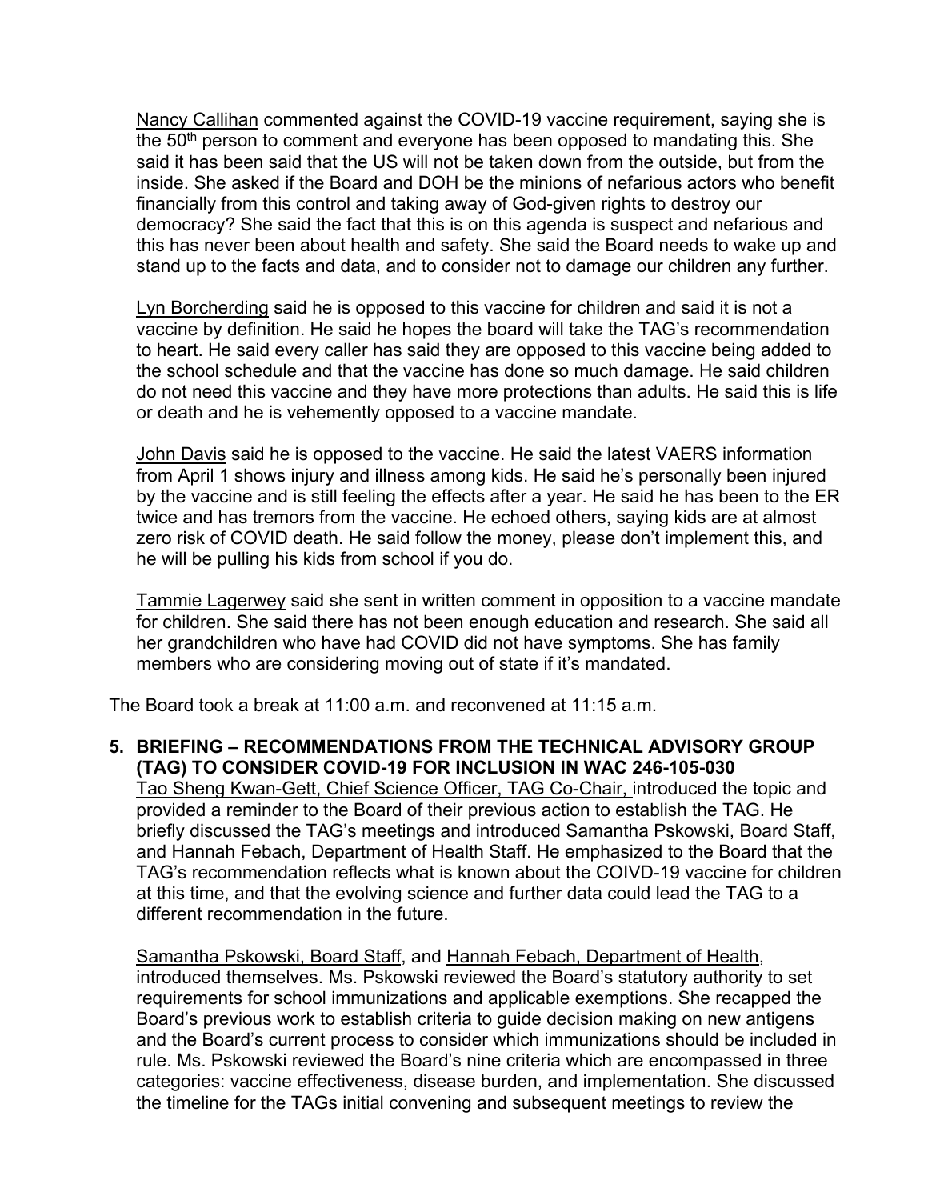Nancy Callihan commented against the COVID-19 vaccine requirement, saying she is the 50th person to comment and everyone has been opposed to mandating this. She said it has been said that the US will not be taken down from the outside, but from the inside. She asked if the Board and DOH be the minions of nefarious actors who benefit financially from this control and taking away of God-given rights to destroy our democracy? She said the fact that this is on this agenda is suspect and nefarious and this has never been about health and safety. She said the Board needs to wake up and stand up to the facts and data, and to consider not to damage our children any further.

Lyn Borcherding said he is opposed to this vaccine for children and said it is not a vaccine by definition. He said he hopes the board will take the TAG's recommendation to heart. He said every caller has said they are opposed to this vaccine being added to the school schedule and that the vaccine has done so much damage. He said children do not need this vaccine and they have more protections than adults. He said this is life or death and he is vehemently opposed to a vaccine mandate.

John Davis said he is opposed to the vaccine. He said the latest VAERS information from April 1 shows injury and illness among kids. He said he's personally been injured by the vaccine and is still feeling the effects after a year. He said he has been to the ER twice and has tremors from the vaccine. He echoed others, saying kids are at almost zero risk of COVID death. He said follow the money, please don't implement this, and he will be pulling his kids from school if you do.

Tammie Lagerwey said she sent in written comment in opposition to a vaccine mandate for children. She said there has not been enough education and research. She said all her grandchildren who have had COVID did not have symptoms. She has family members who are considering moving out of state if it's mandated.

The Board took a break at 11:00 a.m. and reconvened at 11:15 a.m.

**5. BRIEFING – RECOMMENDATIONS FROM THE TECHNICAL ADVISORY GROUP (TAG) TO CONSIDER COVID-19 FOR INCLUSION IN WAC 246-105-030**

Tao Sheng Kwan-Gett, Chief Science Officer, TAG Co-Chair, introduced the topic and provided a reminder to the Board of their previous action to establish the TAG. He briefly discussed the TAG's meetings and introduced Samantha Pskowski, Board Staff, and Hannah Febach, Department of Health Staff. He emphasized to the Board that the TAG's recommendation reflects what is known about the COIVD-19 vaccine for children at this time, and that the evolving science and further data could lead the TAG to a different recommendation in the future.

Samantha Pskowski, Board Staff, and Hannah Febach, Department of Health, introduced themselves. Ms. Pskowski reviewed the Board's statutory authority to set requirements for school immunizations and applicable exemptions. She recapped the Board's previous work to establish criteria to guide decision making on new antigens and the Board's current process to consider which immunizations should be included in rule. Ms. Pskowski reviewed the Board's nine criteria which are encompassed in three categories: vaccine effectiveness, disease burden, and implementation. She discussed the timeline for the TAGs initial convening and subsequent meetings to review the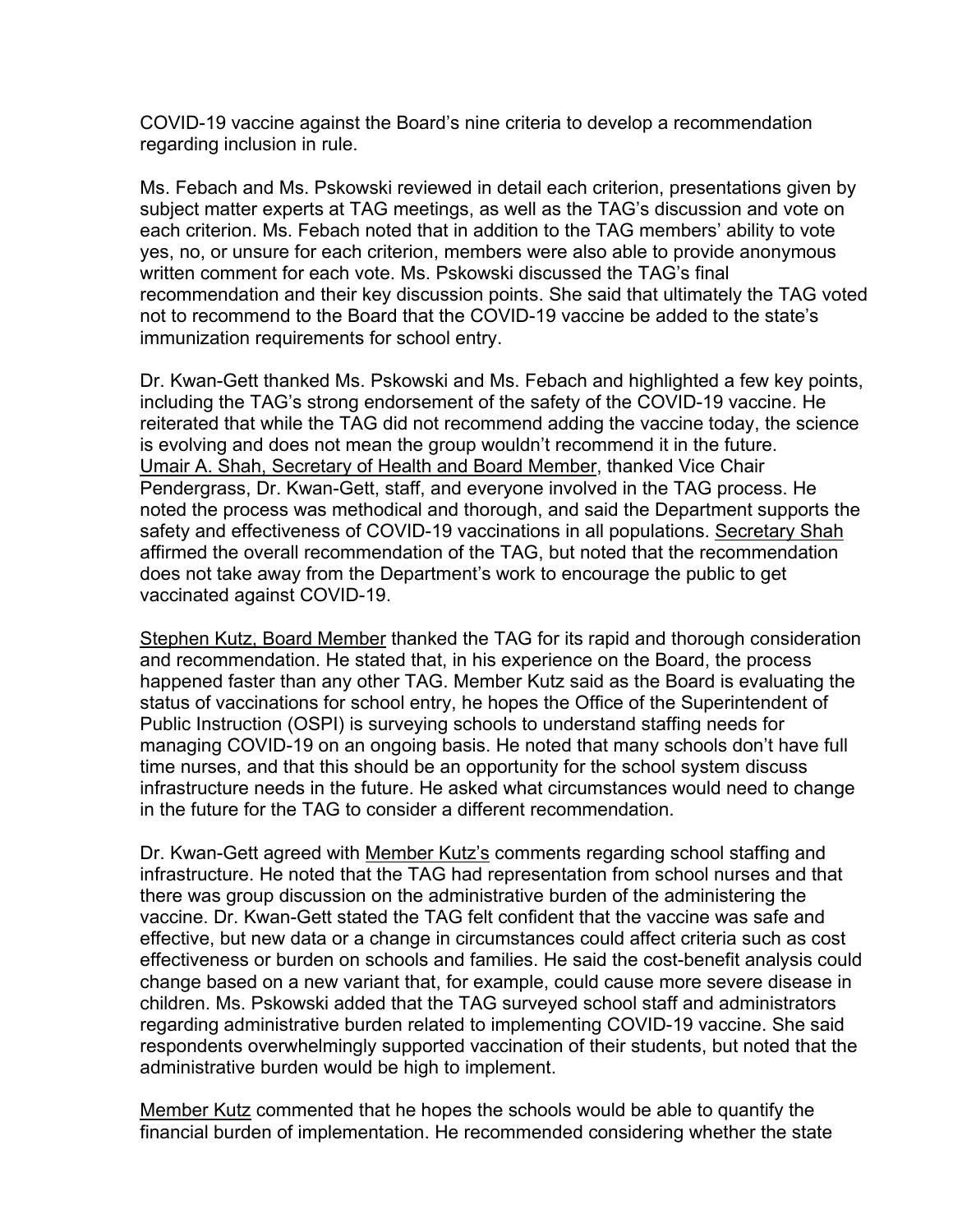COVID-19 vaccine against the Board's nine criteria to develop a recommendation regarding inclusion in rule.

Ms. Febach and Ms. Pskowski reviewed in detail each criterion, presentations given by subject matter experts at TAG meetings, as well as the TAG's discussion and vote on each criterion. Ms. Febach noted that in addition to the TAG members' ability to vote yes, no, or unsure for each criterion, members were also able to provide anonymous written comment for each vote. Ms. Pskowski discussed the TAG's final recommendation and their key discussion points. She said that ultimately the TAG voted not to recommend to the Board that the COVID-19 vaccine be added to the state's immunization requirements for school entry.

Dr. Kwan-Gett thanked Ms. Pskowski and Ms. Febach and highlighted a few key points, including the TAG's strong endorsement of the safety of the COVID-19 vaccine. He reiterated that while the TAG did not recommend adding the vaccine today, the science is evolving and does not mean the group wouldn't recommend it in the future. Umair A. Shah, Secretary of Health and Board Member, thanked Vice Chair Pendergrass, Dr. Kwan-Gett, staff, and everyone involved in the TAG process. He noted the process was methodical and thorough, and said the Department supports the safety and effectiveness of COVID-19 vaccinations in all populations. Secretary Shah affirmed the overall recommendation of the TAG, but noted that the recommendation does not take away from the Department's work to encourage the public to get vaccinated against COVID-19.

Stephen Kutz, Board Member thanked the TAG for its rapid and thorough consideration and recommendation. He stated that, in his experience on the Board, the process happened faster than any other TAG. Member Kutz said as the Board is evaluating the status of vaccinations for school entry, he hopes the Office of the Superintendent of Public Instruction (OSPI) is surveying schools to understand staffing needs for managing COVID-19 on an ongoing basis. He noted that many schools don't have full time nurses, and that this should be an opportunity for the school system discuss infrastructure needs in the future. He asked what circumstances would need to change in the future for the TAG to consider a different recommendation.

Dr. Kwan-Gett agreed with Member Kutz's comments regarding school staffing and infrastructure. He noted that the TAG had representation from school nurses and that there was group discussion on the administrative burden of the administering the vaccine. Dr. Kwan-Gett stated the TAG felt confident that the vaccine was safe and effective, but new data or a change in circumstances could affect criteria such as cost effectiveness or burden on schools and families. He said the cost-benefit analysis could change based on a new variant that, for example, could cause more severe disease in children. Ms. Pskowski added that the TAG surveyed school staff and administrators regarding administrative burden related to implementing COVID-19 vaccine. She said respondents overwhelmingly supported vaccination of their students, but noted that the administrative burden would be high to implement.

Member Kutz commented that he hopes the schools would be able to quantify the financial burden of implementation. He recommended considering whether the state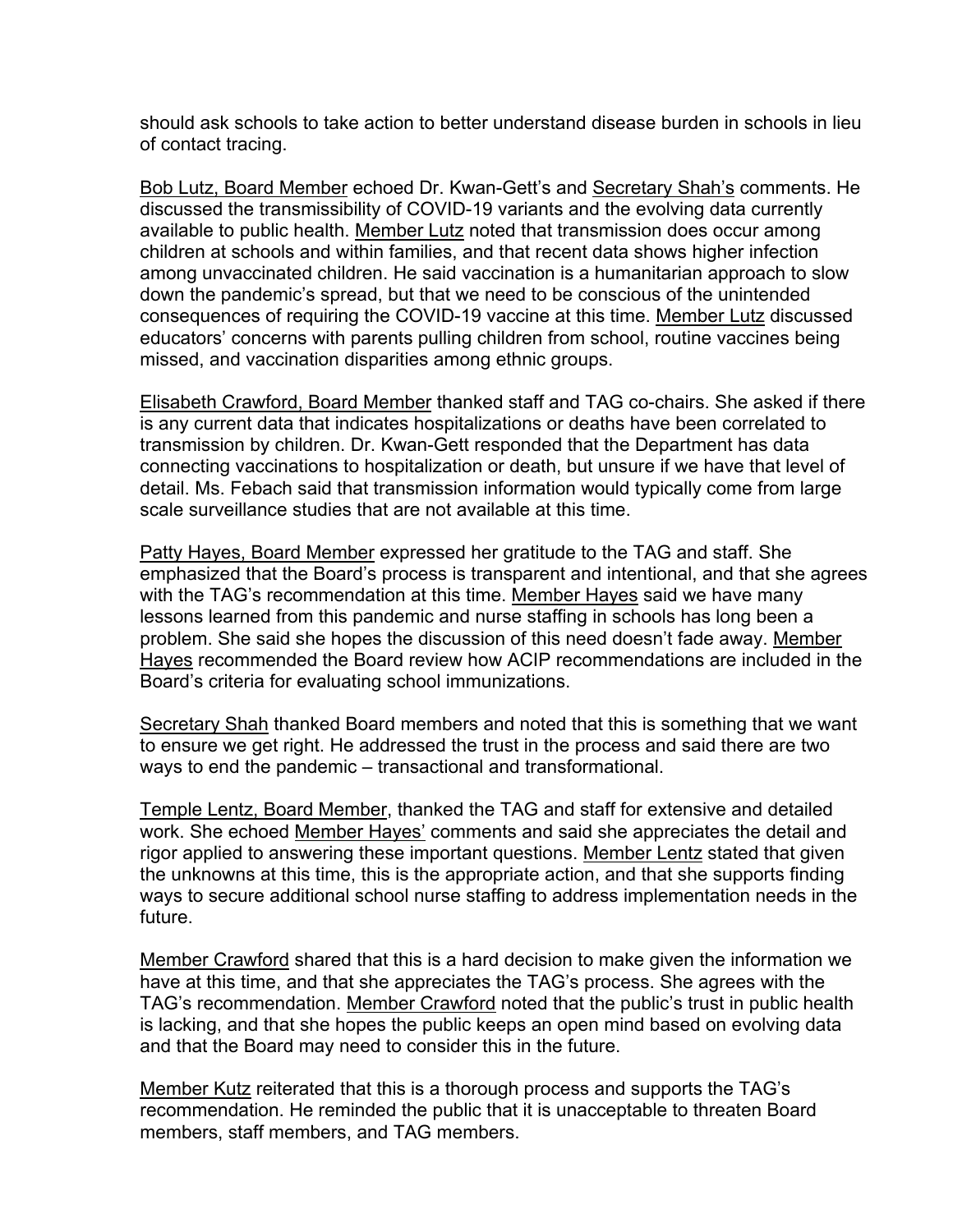should ask schools to take action to better understand disease burden in schools in lieu of contact tracing.

Bob Lutz, Board Member echoed Dr. Kwan-Gett's and Secretary Shah's comments. He discussed the transmissibility of COVID-19 variants and the evolving data currently available to public health. Member Lutz noted that transmission does occur among children at schools and within families, and that recent data shows higher infection among unvaccinated children. He said vaccination is a humanitarian approach to slow down the pandemic's spread, but that we need to be conscious of the unintended consequences of requiring the COVID-19 vaccine at this time. Member Lutz discussed educators' concerns with parents pulling children from school, routine vaccines being missed, and vaccination disparities among ethnic groups.

Elisabeth Crawford, Board Member thanked staff and TAG co-chairs. She asked if there is any current data that indicates hospitalizations or deaths have been correlated to transmission by children. Dr. Kwan-Gett responded that the Department has data connecting vaccinations to hospitalization or death, but unsure if we have that level of detail. Ms. Febach said that transmission information would typically come from large scale surveillance studies that are not available at this time.

Patty Hayes, Board Member expressed her gratitude to the TAG and staff. She emphasized that the Board's process is transparent and intentional, and that she agrees with the TAG's recommendation at this time. Member Hayes said we have many lessons learned from this pandemic and nurse staffing in schools has long been a problem. She said she hopes the discussion of this need doesn't fade away. Member Hayes recommended the Board review how ACIP recommendations are included in the Board's criteria for evaluating school immunizations.

Secretary Shah thanked Board members and noted that this is something that we want to ensure we get right. He addressed the trust in the process and said there are two ways to end the pandemic – transactional and transformational.

Temple Lentz, Board Member, thanked the TAG and staff for extensive and detailed work. She echoed Member Hayes' comments and said she appreciates the detail and rigor applied to answering these important questions. Member Lentz stated that given the unknowns at this time, this is the appropriate action, and that she supports finding ways to secure additional school nurse staffing to address implementation needs in the future.

Member Crawford shared that this is a hard decision to make given the information we have at this time, and that she appreciates the TAG's process. She agrees with the TAG's recommendation. Member Crawford noted that the public's trust in public health is lacking, and that she hopes the public keeps an open mind based on evolving data and that the Board may need to consider this in the future.

Member Kutz reiterated that this is a thorough process and supports the TAG's recommendation. He reminded the public that it is unacceptable to threaten Board members, staff members, and TAG members.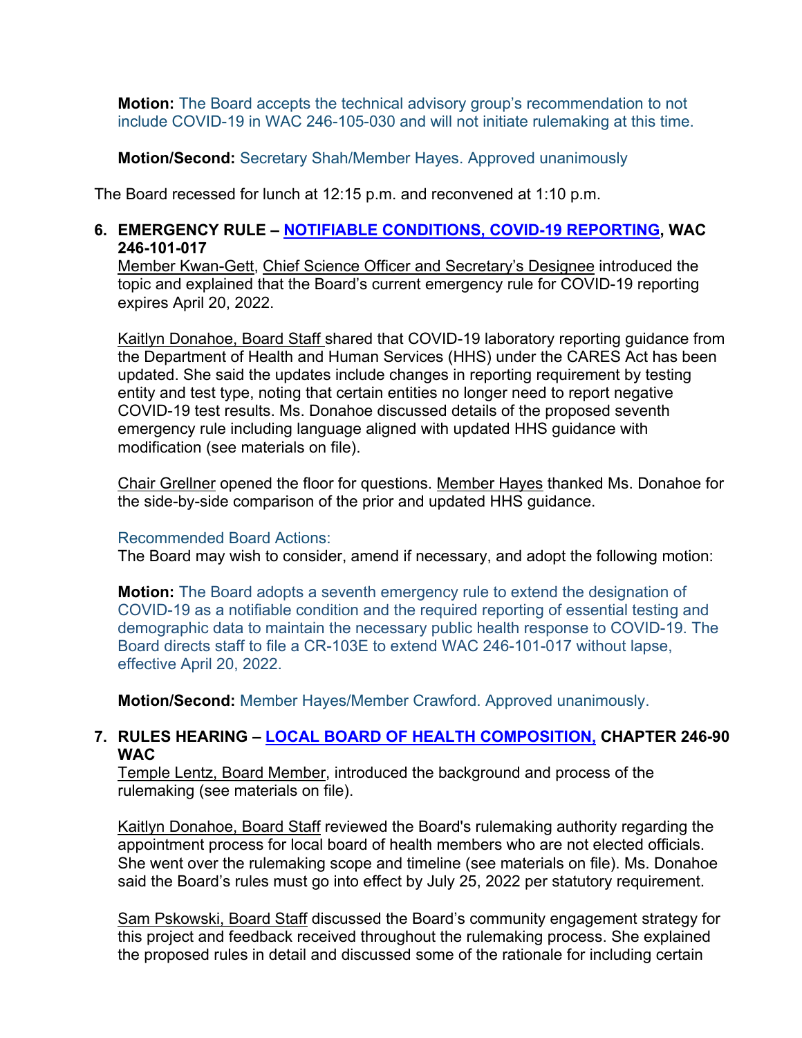**Motion:** The Board accepts the technical advisory group's recommendation to not include COVID-19 in WAC 246-105-030 and will not initiate rulemaking at this time.

**Motion/Second:** Secretary Shah/Member Hayes. Approved unanimously

The Board recessed for lunch at 12:15 p.m. and reconvened at 1:10 p.m.

**6. EMERGENCY RULE – NOTIFIABLE CONDITIONS, COVID-19 REPORTING, WAC 246-101-017**

Member Kwan-Gett, Chief Science Officer and Secretary's Designee introduced the topic and explained that the Board's current emergency rule for COVID-19 reporting expires April 20, 2022.

Kaitlyn Donahoe, Board Staff shared that COVID-19 laboratory reporting guidance from the Department of Health and Human Services (HHS) under the CARES Act has been updated. She said the updates include changes in reporting requirement by testing entity and test type, noting that certain entities no longer need to report negative COVID-19 test results. Ms. Donahoe discussed details of the proposed seventh emergency rule including language aligned with updated HHS guidance with modification (see materials on file).

Chair Grellner opened the floor for questions. Member Hayes thanked Ms. Donahoe for the side-by-side comparison of the prior and updated HHS guidance.

Recommended Board Actions:
The Board may wish to consider, amend if necessary, and adopt the following motion:

**Motion:** The Board adopts a seventh emergency rule to extend the designation of COVID-19 as a notifiable condition and the required reporting of essential testing and demographic data to maintain the necessary public health response to COVID-19. The Board directs staff to file a CR-103E to extend WAC 246-101-017 without lapse, effective April 20, 2022.

**Motion/Second:** Member Hayes/Member Crawford. Approved unanimously.

**7. RULES HEARING – LOCAL BOARD OF HEALTH COMPOSITION, CHAPTER 246-90 WAC**

Temple Lentz, Board Member, introduced the background and process of the rulemaking (see materials on file).

Kaitlyn Donahoe, Board Staff reviewed the Board's rulemaking authority regarding the appointment process for local board of health members who are not elected officials. She went over the rulemaking scope and timeline (see materials on file). Ms. Donahoe said the Board's rules must go into effect by July 25, 2022 per statutory requirement.

Sam Pskowski, Board Staff discussed the Board's community engagement strategy for this project and feedback received throughout the rulemaking process. She explained the proposed rules in detail and discussed some of the rationale for including certain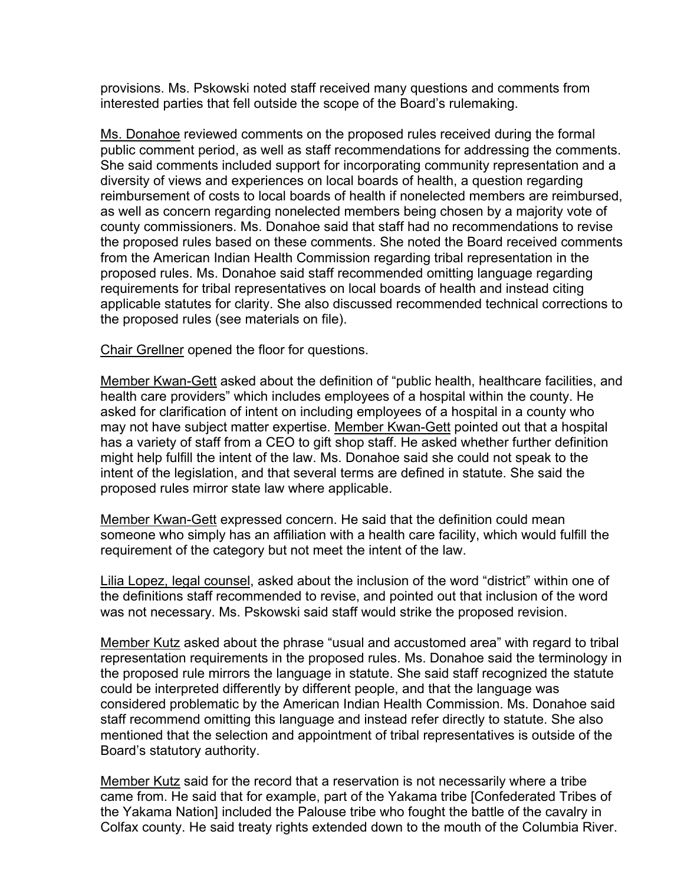provisions. Ms. Pskowski noted staff received many questions and comments from interested parties that fell outside the scope of the Board's rulemaking.

Ms. Donahoe reviewed comments on the proposed rules received during the formal public comment period, as well as staff recommendations for addressing the comments. She said comments included support for incorporating community representation and a diversity of views and experiences on local boards of health, a question regarding reimbursement of costs to local boards of health if nonelected members are reimbursed, as well as concern regarding nonelected members being chosen by a majority vote of county commissioners. Ms. Donahoe said that staff had no recommendations to revise the proposed rules based on these comments. She noted the Board received comments from the American Indian Health Commission regarding tribal representation in the proposed rules. Ms. Donahoe said staff recommended omitting language regarding requirements for tribal representatives on local boards of health and instead citing applicable statutes for clarity. She also discussed recommended technical corrections to the proposed rules (see materials on file).

Chair Grellner opened the floor for questions.

Member Kwan-Gett asked about the definition of "public health, healthcare facilities, and health care providers" which includes employees of a hospital within the county. He asked for clarification of intent on including employees of a hospital in a county who may not have subject matter expertise. Member Kwan-Gett pointed out that a hospital has a variety of staff from a CEO to gift shop staff. He asked whether further definition might help fulfill the intent of the law. Ms. Donahoe said she could not speak to the intent of the legislation, and that several terms are defined in statute. She said the proposed rules mirror state law where applicable.

Member Kwan-Gett expressed concern. He said that the definition could mean someone who simply has an affiliation with a health care facility, which would fulfill the requirement of the category but not meet the intent of the law.

Lilia Lopez, legal counsel, asked about the inclusion of the word "district" within one of the definitions staff recommended to revise, and pointed out that inclusion of the word was not necessary. Ms. Pskowski said staff would strike the proposed revision.

Member Kutz asked about the phrase "usual and accustomed area" with regard to tribal representation requirements in the proposed rules. Ms. Donahoe said the terminology in the proposed rule mirrors the language in statute. She said staff recognized the statute could be interpreted differently by different people, and that the language was considered problematic by the American Indian Health Commission. Ms. Donahoe said staff recommend omitting this language and instead refer directly to statute. She also mentioned that the selection and appointment of tribal representatives is outside of the Board's statutory authority.

Member Kutz said for the record that a reservation is not necessarily where a tribe came from. He said that for example, part of the Yakama tribe [Confederated Tribes of the Yakama Nation] included the Palouse tribe who fought the battle of the cavalry in Colfax county. He said treaty rights extended down to the mouth of the Columbia River.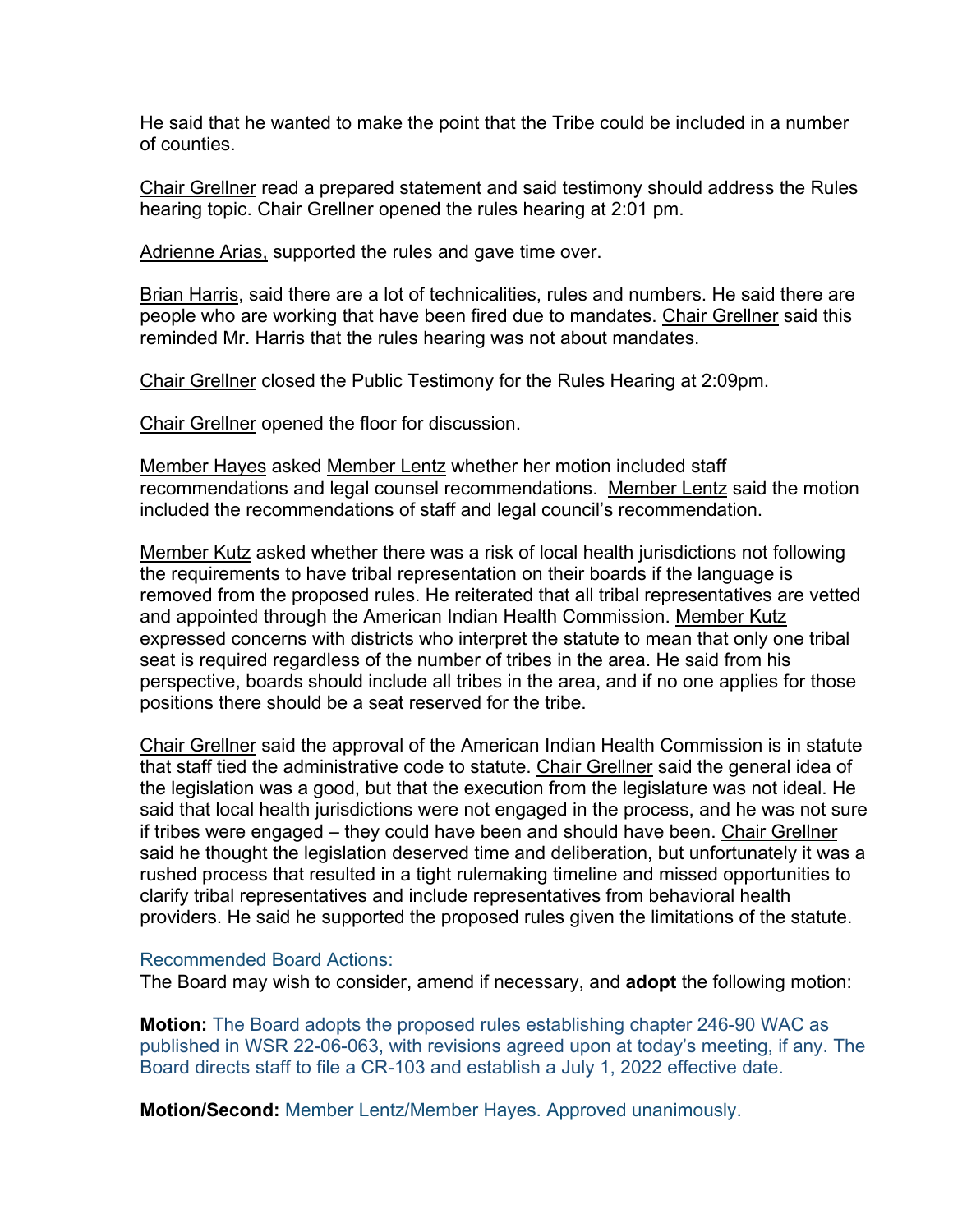He said that he wanted to make the point that the Tribe could be included in a number of counties.

Chair Grellner read a prepared statement and said testimony should address the Rules hearing topic. Chair Grellner opened the rules hearing at 2:01 pm.

Adrienne Arias, supported the rules and gave time over.

Brian Harris, said there are a lot of technicalities, rules and numbers. He said there are people who are working that have been fired due to mandates. Chair Grellner said this reminded Mr. Harris that the rules hearing was not about mandates.

Chair Grellner closed the Public Testimony for the Rules Hearing at 2:09pm.

Chair Grellner opened the floor for discussion.

Member Hayes asked Member Lentz whether her motion included staff recommendations and legal counsel recommendations. Member Lentz said the motion included the recommendations of staff and legal council's recommendation.

Member Kutz asked whether there was a risk of local health jurisdictions not following the requirements to have tribal representation on their boards if the language is removed from the proposed rules. He reiterated that all tribal representatives are vetted and appointed through the American Indian Health Commission. Member Kutz expressed concerns with districts who interpret the statute to mean that only one tribal seat is required regardless of the number of tribes in the area. He said from his perspective, boards should include all tribes in the area, and if no one applies for those positions there should be a seat reserved for the tribe.

Chair Grellner said the approval of the American Indian Health Commission is in statute that staff tied the administrative code to statute. Chair Grellner said the general idea of the legislation was a good, but that the execution from the legislature was not ideal. He said that local health jurisdictions were not engaged in the process, and he was not sure if tribes were engaged – they could have been and should have been. Chair Grellner said he thought the legislation deserved time and deliberation, but unfortunately it was a rushed process that resulted in a tight rulemaking timeline and missed opportunities to clarify tribal representatives and include representatives from behavioral health providers. He said he supported the proposed rules given the limitations of the statute.

Recommended Board Actions:

The Board may wish to consider, amend if necessary, and **adopt** the following motion:

**Motion:** The Board adopts the proposed rules establishing chapter 246-90 WAC as published in WSR 22-06-063, with revisions agreed upon at today's meeting, if any. The Board directs staff to file a CR-103 and establish a July 1, 2022 effective date.

**Motion/Second:** Member Lentz/Member Hayes. Approved unanimously.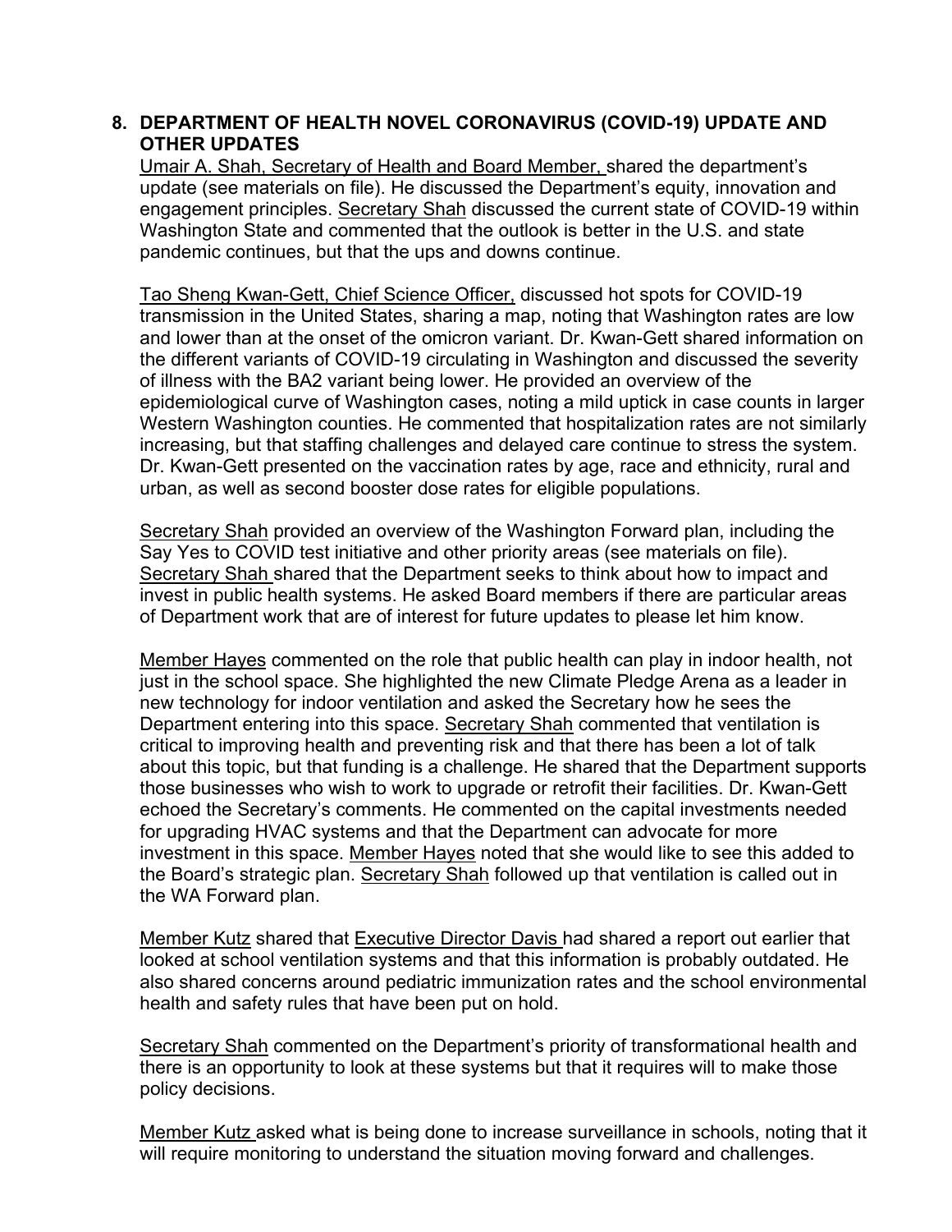## 8. DEPARTMENT OF HEALTH NOVEL CORONAVIRUS (COVID-19) UPDATE AND OTHER UPDATES

Umair A. Shah, Secretary of Health and Board Member, shared the department's update (see materials on file). He discussed the Department's equity, innovation and engagement principles. Secretary Shah discussed the current state of COVID-19 within Washington State and commented that the outlook is better in the U.S. and state pandemic continues, but that the ups and downs continue.

Tao Sheng Kwan-Gett, Chief Science Officer, discussed hot spots for COVID-19 transmission in the United States, sharing a map, noting that Washington rates are low and lower than at the onset of the omicron variant. Dr. Kwan-Gett shared information on the different variants of COVID-19 circulating in Washington and discussed the severity of illness with the BA2 variant being lower. He provided an overview of the epidemiological curve of Washington cases, noting a mild uptick in case counts in larger Western Washington counties. He commented that hospitalization rates are not similarly increasing, but that staffing challenges and delayed care continue to stress the system. Dr. Kwan-Gett presented on the vaccination rates by age, race and ethnicity, rural and urban, as well as second booster dose rates for eligible populations.

Secretary Shah provided an overview of the Washington Forward plan, including the Say Yes to COVID test initiative and other priority areas (see materials on file). Secretary Shah shared that the Department seeks to think about how to impact and invest in public health systems. He asked Board members if there are particular areas of Department work that are of interest for future updates to please let him know.

Member Hayes commented on the role that public health can play in indoor health, not just in the school space. She highlighted the new Climate Pledge Arena as a leader in new technology for indoor ventilation and asked the Secretary how he sees the Department entering into this space. Secretary Shah commented that ventilation is critical to improving health and preventing risk and that there has been a lot of talk about this topic, but that funding is a challenge. He shared that the Department supports those businesses who wish to work to upgrade or retrofit their facilities. Dr. Kwan-Gett echoed the Secretary's comments. He commented on the capital investments needed for upgrading HVAC systems and that the Department can advocate for more investment in this space. Member Hayes noted that she would like to see this added to the Board's strategic plan. Secretary Shah followed up that ventilation is called out in the WA Forward plan.

Member Kutz shared that Executive Director Davis had shared a report out earlier that looked at school ventilation systems and that this information is probably outdated. He also shared concerns around pediatric immunization rates and the school environmental health and safety rules that have been put on hold.

Secretary Shah commented on the Department's priority of transformational health and there is an opportunity to look at these systems but that it requires will to make those policy decisions.

Member Kutz asked what is being done to increase surveillance in schools, noting that it will require monitoring to understand the situation moving forward and challenges.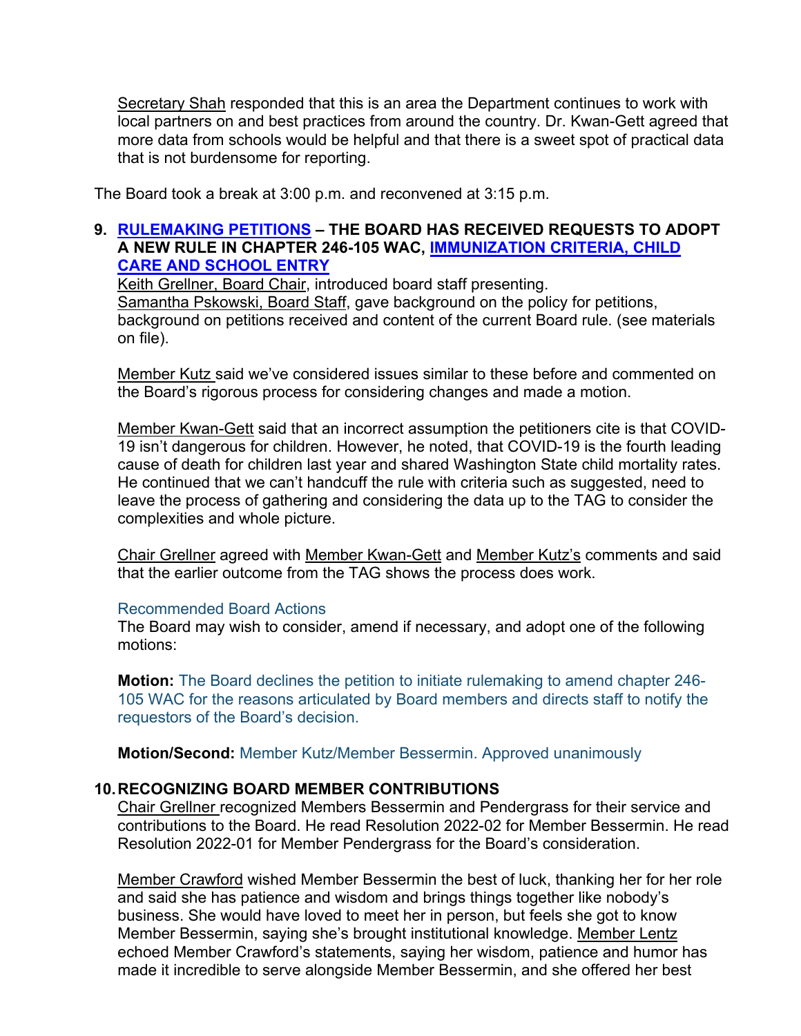Secretary Shah responded that this is an area the Department continues to work with local partners on and best practices from around the country. Dr. Kwan-Gett agreed that more data from schools would be helpful and that there is a sweet spot of practical data that is not burdensome for reporting.

The Board took a break at 3:00 p.m. and reconvened at 3:15 p.m.

## 9. RULEMAKING PETITIONS – THE BOARD HAS RECEIVED REQUESTS TO ADOPT A NEW RULE IN CHAPTER 246-105 WAC, IMMUNIZATION CRITERIA, CHILD CARE AND SCHOOL ENTRY

Keith Grellner, Board Chair, introduced board staff presenting.
Samantha Pskowski, Board Staff, gave background on the policy for petitions, background on petitions received and content of the current Board rule. (see materials on file).

Member Kutz said we've considered issues similar to these before and commented on the Board's rigorous process for considering changes and made a motion.

Member Kwan-Gett said that an incorrect assumption the petitioners cite is that COVID-19 isn't dangerous for children. However, he noted, that COVID-19 is the fourth leading cause of death for children last year and shared Washington State child mortality rates. He continued that we can't handcuff the rule with criteria such as suggested, need to leave the process of gathering and considering the data up to the TAG to consider the complexities and whole picture.

Chair Grellner agreed with Member Kwan-Gett and Member Kutz's comments and said that the earlier outcome from the TAG shows the process does work.

Recommended Board Actions
The Board may wish to consider, amend if necessary, and adopt one of the following motions:

**Motion:** The Board declines the petition to initiate rulemaking to amend chapter 246-105 WAC for the reasons articulated by Board members and directs staff to notify the requestors of the Board's decision.

**Motion/Second:** Member Kutz/Member Bessermin. Approved unanimously

## 10. RECOGNIZING BOARD MEMBER CONTRIBUTIONS

Chair Grellner recognized Members Bessermin and Pendergrass for their service and contributions to the Board. He read Resolution 2022-02 for Member Bessermin. He read Resolution 2022-01 for Member Pendergrass for the Board's consideration.

Member Crawford wished Member Bessermin the best of luck, thanking her for her role and said she has patience and wisdom and brings things together like nobody's business. She would have loved to meet her in person, but feels she got to know Member Bessermin, saying she's brought institutional knowledge. Member Lentz echoed Member Crawford's statements, saying her wisdom, patience and humor has made it incredible to serve alongside Member Bessermin, and she offered her best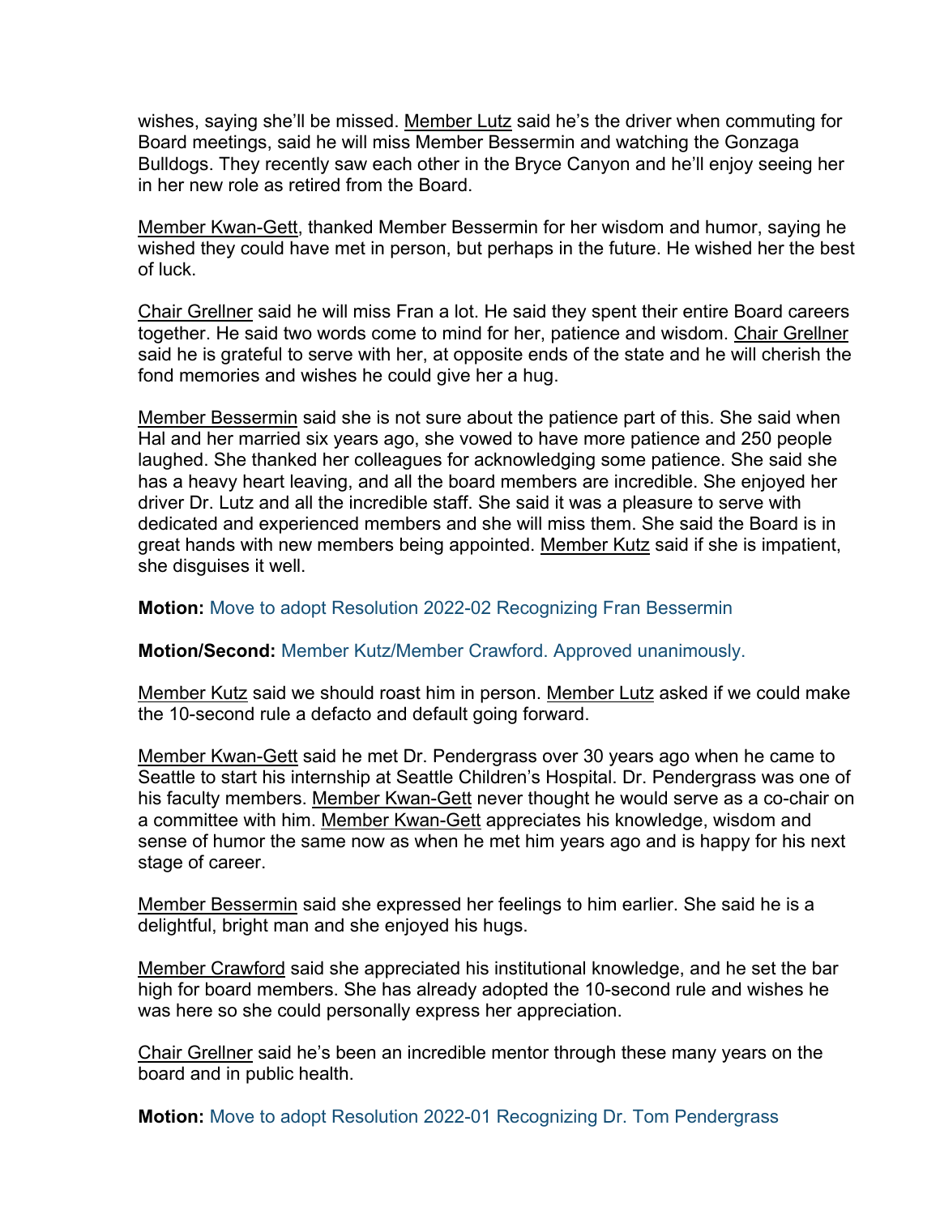wishes, saying she'll be missed. Member Lutz said he's the driver when commuting for Board meetings, said he will miss Member Bessermin and watching the Gonzaga Bulldogs. They recently saw each other in the Bryce Canyon and he'll enjoy seeing her in her new role as retired from the Board.

Member Kwan-Gett, thanked Member Bessermin for her wisdom and humor, saying he wished they could have met in person, but perhaps in the future. He wished her the best of luck.

Chair Grellner said he will miss Fran a lot. He said they spent their entire Board careers together. He said two words come to mind for her, patience and wisdom. Chair Grellner said he is grateful to serve with her, at opposite ends of the state and he will cherish the fond memories and wishes he could give her a hug.

Member Bessermin said she is not sure about the patience part of this. She said when Hal and her married six years ago, she vowed to have more patience and 250 people laughed. She thanked her colleagues for acknowledging some patience. She said she has a heavy heart leaving, and all the board members are incredible. She enjoyed her driver Dr. Lutz and all the incredible staff. She said it was a pleasure to serve with dedicated and experienced members and she will miss them. She said the Board is in great hands with new members being appointed. Member Kutz said if she is impatient, she disguises it well.

**Motion:** Move to adopt Resolution 2022-02 Recognizing Fran Bessermin

**Motion/Second:** Member Kutz/Member Crawford. Approved unanimously.

Member Kutz said we should roast him in person. Member Lutz asked if we could make the 10-second rule a defacto and default going forward.

Member Kwan-Gett said he met Dr. Pendergrass over 30 years ago when he came to Seattle to start his internship at Seattle Children's Hospital. Dr. Pendergrass was one of his faculty members. Member Kwan-Gett never thought he would serve as a co-chair on a committee with him. Member Kwan-Gett appreciates his knowledge, wisdom and sense of humor the same now as when he met him years ago and is happy for his next stage of career.

Member Bessermin said she expressed her feelings to him earlier. She said he is a delightful, bright man and she enjoyed his hugs.

Member Crawford said she appreciated his institutional knowledge, and he set the bar high for board members. She has already adopted the 10-second rule and wishes he was here so she could personally express her appreciation.

Chair Grellner said he's been an incredible mentor through these many years on the board and in public health.

**Motion:** Move to adopt Resolution 2022-01 Recognizing Dr. Tom Pendergrass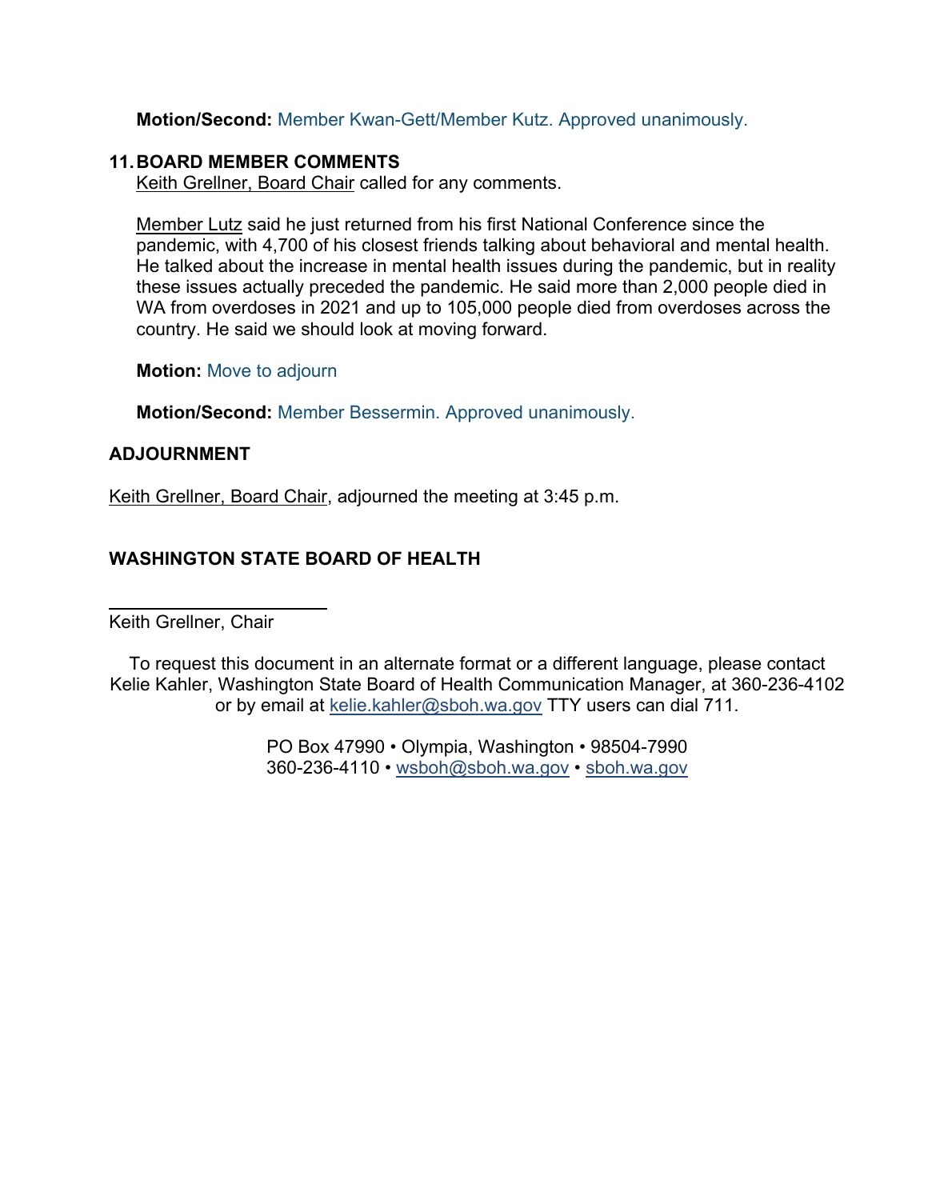**Motion/Second:** Member Kwan-Gett/Member Kutz. Approved unanimously.

## 11. BOARD MEMBER COMMENTS

Keith Grellner, Board Chair called for any comments.

Member Lutz said he just returned from his first National Conference since the pandemic, with 4,700 of his closest friends talking about behavioral and mental health. He talked about the increase in mental health issues during the pandemic, but in reality these issues actually preceded the pandemic. He said more than 2,000 people died in WA from overdoses in 2021 and up to 105,000 people died from overdoses across the country. He said we should look at moving forward.

**Motion:** Move to adjourn

**Motion/Second:** Member Bessermin. Approved unanimously.

## ADJOURNMENT

Keith Grellner, Board Chair, adjourned the meeting at 3:45 p.m.

**WASHINGTON STATE BOARD OF HEALTH**

Keith Grellner, Chair

To request this document in an alternate format or a different language, please contact Kelie Kahler, Washington State Board of Health Communication Manager, at 360-236-4102 or by email at kelie.kahler@sboh.wa.gov TTY users can dial 711.

PO Box 47990 • Olympia, Washington • 98504-7990
360-236-4110 • wsboh@sboh.wa.gov • sboh.wa.gov